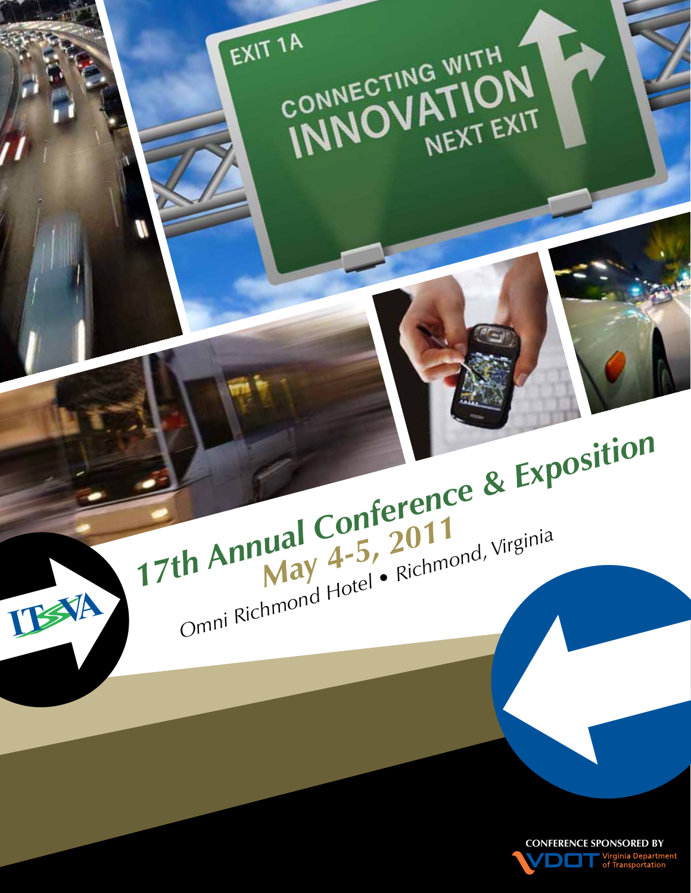EXIT 1A

CONNECTING WITH INNOVATION NEXT EXIT

# 17th Annual Conference & Exposition

## May 4-5, 2011

Omni Richmond Hotel • Richmond, Virginia

ITSVA

CONFERENCE SPONSORED BY

VDOT Virginia Department of Transportation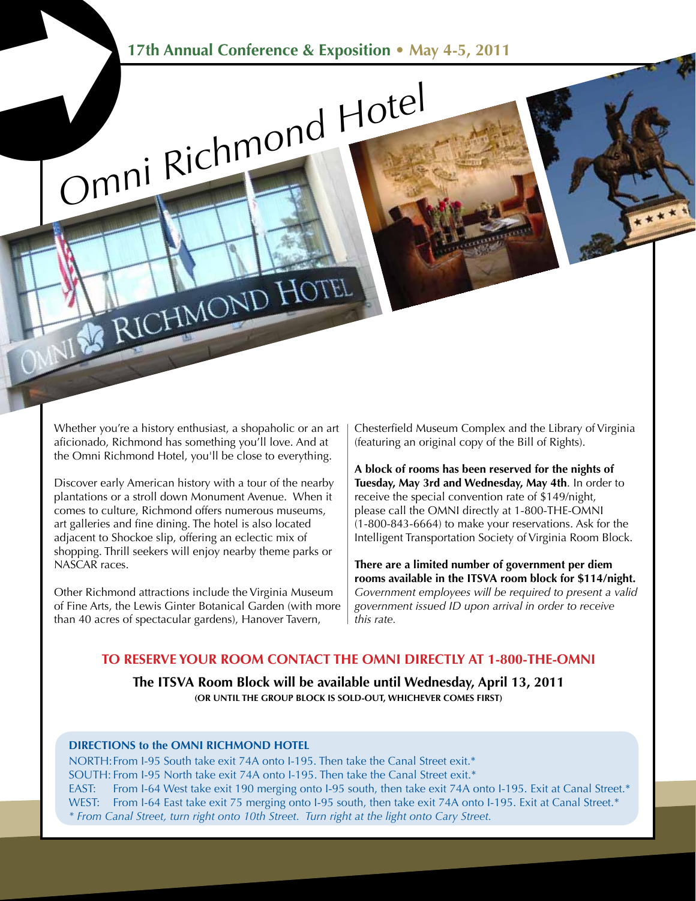17th Annual Conference & Exposition • May 4-5, 2011

# Omni Richmond Hotel

Whether you're a history enthusiast, a shopaholic or an art aficionado, Richmond has something you'll love. And at the Omni Richmond Hotel, you'll be close to everything.

Discover early American history with a tour of the nearby plantations or a stroll down Monument Avenue. When it comes to culture, Richmond offers numerous museums, art galleries and fine dining. The hotel is also located adjacent to Shockoe slip, offering an eclectic mix of shopping. Thrill seekers will enjoy nearby theme parks or NASCAR races.

Other Richmond attractions include the Virginia Museum of Fine Arts, the Lewis Ginter Botanical Garden (with more than 40 acres of spectacular gardens), Hanover Tavern, Chesterfield Museum Complex and the Library of Virginia (featuring an original copy of the Bill of Rights).

**A block of rooms has been reserved for the nights of Tuesday, May 3rd and Wednesday, May 4th**. In order to receive the special convention rate of $149/night, please call the OMNI directly at 1-800-THE-OMNI (1-800-843-6664) to make your reservations. Ask for the Intelligent Transportation Society of Virginia Room Block.

**There are a limited number of government per diem rooms available in the ITSVA room block for $114/night.** *Government employees will be required to present a valid government issued ID upon arrival in order to receive this rate.*

## TO RESERVE YOUR ROOM CONTACT THE OMNI DIRECTLY AT 1-800-THE-OMNI

**The ITSVA Room Block will be available until Wednesday, April 13, 2011**

**(OR UNTIL THE GROUP BLOCK IS SOLD-OUT, WHICHEVER COMES FIRST)**

### DIRECTIONS to the OMNI RICHMOND HOTEL

NORTH: From I-95 South take exit 74A onto I-195. Then take the Canal Street exit.*

SOUTH: From I-95 North take exit 74A onto I-195. Then take the Canal Street exit.*

EAST: From I-64 West take exit 190 merging onto I-95 south, then take exit 74A onto I-195. Exit at Canal Street.*

WEST: From I-64 East take exit 75 merging onto I-95 south, then take exit 74A onto I-195. Exit at Canal Street.*

*\* From Canal Street, turn right onto 10th Street. Turn right at the light onto Cary Street.*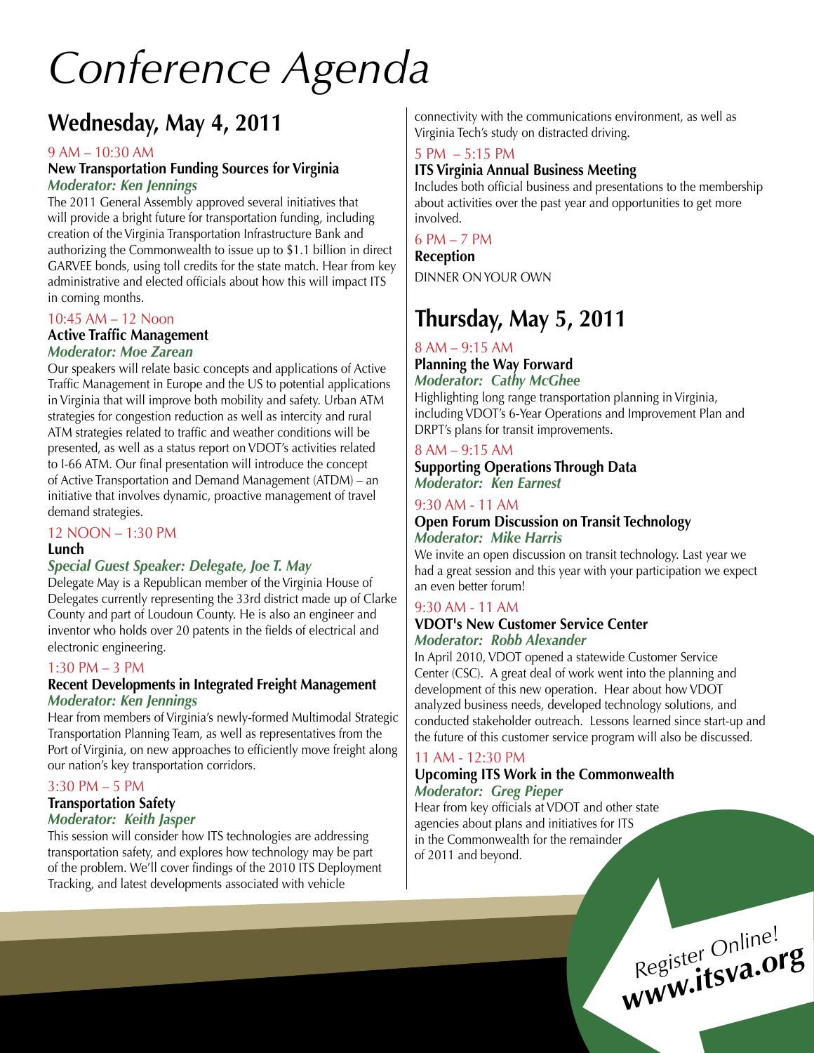# Conference Agenda

## Wednesday, May 4, 2011

9 AM – 10:30 AM

### New Transportation Funding Sources for Virginia

***Moderator: Ken Jennings***

The 2011 General Assembly approved several initiatives that will provide a bright future for transportation funding, including creation of the Virginia Transportation Infrastructure Bank and authorizing the Commonwealth to issue up to $1.1 billion in direct GARVEE bonds, using toll credits for the state match. Hear from key administrative and elected officials about how this will impact ITS in coming months.

10:45 AM – 12 Noon

### Active Traffic Management

***Moderator: Moe Zarean***

Our speakers will relate basic concepts and applications of Active Traffic Management in Europe and the US to potential applications in Virginia that will improve both mobility and safety. Urban ATM strategies for congestion reduction as well as intercity and rural ATM strategies related to traffic and weather conditions will be presented, as well as a status report on VDOT's activities related to I-66 ATM. Our final presentation will introduce the concept of Active Transportation and Demand Management (ATDM) – an initiative that involves dynamic, proactive management of travel demand strategies.

12 NOON – 1:30 PM

### Lunch

***Special Guest Speaker: Delegate, Joe T. May***

Delegate May is a Republican member of the Virginia House of Delegates currently representing the 33rd district made up of Clarke County and part of Loudoun County. He is also an engineer and inventor who holds over 20 patents in the fields of electrical and electronic engineering.

1:30 PM – 3 PM

### Recent Developments in Integrated Freight Management

***Moderator: Ken Jennings***

Hear from members of Virginia's newly-formed Multimodal Strategic Transportation Planning Team, as well as representatives from the Port of Virginia, on new approaches to efficiently move freight along our nation's key transportation corridors.

3:30 PM – 5 PM

### Transportation Safety

***Moderator: Keith Jasper***

This session will consider how ITS technologies are addressing transportation safety, and explores how technology may be part of the problem. We'll cover findings of the 2010 ITS Deployment Tracking, and latest developments associated with vehicle connectivity with the communications environment, as well as Virginia Tech's study on distracted driving.

5 PM – 5:15 PM

### ITS Virginia Annual Business Meeting

Includes both official business and presentations to the membership about activities over the past year and opportunities to get more involved.

6 PM – 7 PM

### Reception

DINNER ON YOUR OWN

## Thursday, May 5, 2011

8 AM – 9:15 AM

### Planning the Way Forward

***Moderator: Cathy McGhee***

Highlighting long range transportation planning in Virginia, including VDOT's 6-Year Operations and Improvement Plan and DRPT's plans for transit improvements.

8 AM – 9:15 AM

### Supporting Operations Through Data

***Moderator: Ken Earnest***

9:30 AM - 11 AM

### Open Forum Discussion on Transit Technology

***Moderator: Mike Harris***

We invite an open discussion on transit technology. Last year we had a great session and this year with your participation we expect an even better forum!

9:30 AM - 11 AM

### VDOT's New Customer Service Center

***Moderator: Robb Alexander***

In April 2010, VDOT opened a statewide Customer Service Center (CSC). A great deal of work went into the planning and development of this new operation. Hear about how VDOT analyzed business needs, developed technology solutions, and conducted stakeholder outreach. Lessons learned since start-up and the future of this customer service program will also be discussed.

11 AM - 12:30 PM

### Upcoming ITS Work in the Commonwealth

***Moderator: Greg Pieper***

Hear from key officials at VDOT and other state agencies about plans and initiatives for ITS in the Commonwealth for the remainder of 2011 and beyond.

Register Online!
**www.itsva.org**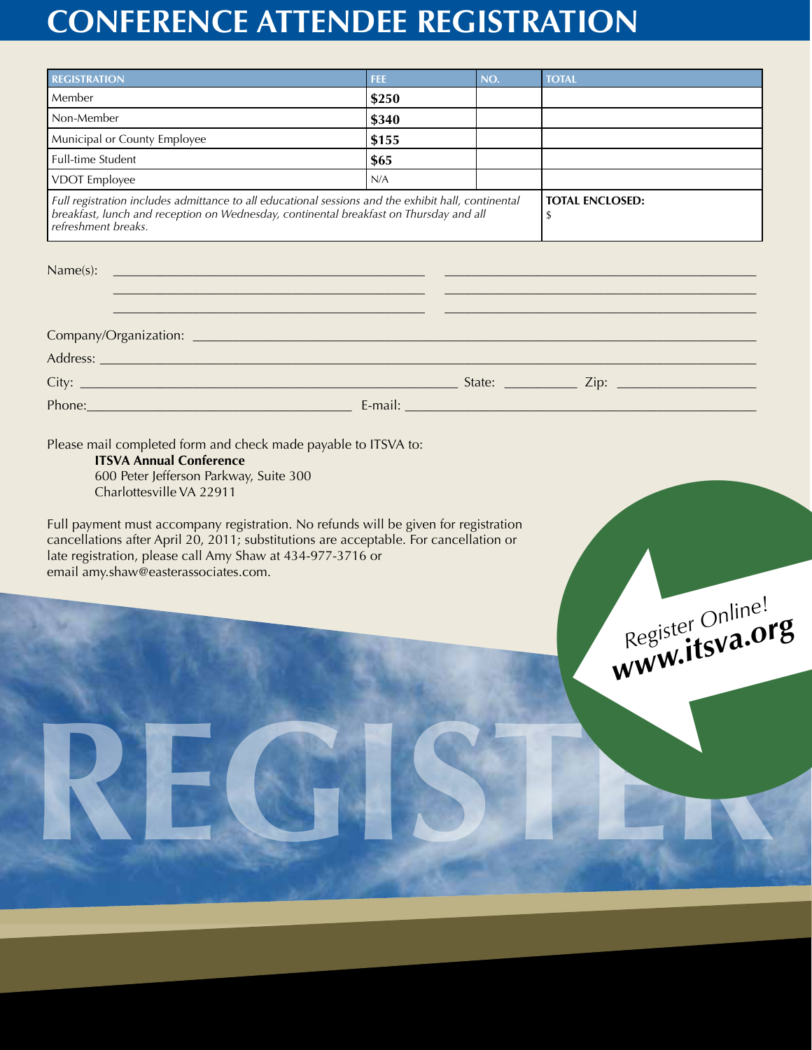# CONFERENCE ATTENDEE REGISTRATION

| REGISTRATION | FEE | NO. | TOTAL |
|---|---|---|---|
| Member | **$250** | | |
| Non-Member | **$340** | | |
| Municipal or County Employee | **$155** | | |
| Full-time Student | **$65** | | |
| VDOT Employee | N/A | | |
| *Full registration includes admittance to all educational sessions and the exhibit hall, continental breakfast, lunch and reception on Wednesday, continental breakfast on Thursday and all refreshment breaks.* | | | **TOTAL ENCLOSED:** $ |

Name(s): ____________________ ____________________

____________________ ____________________

____________________ ____________________

Company/Organization: ____________________

Address: ____________________

City: ____________________ State: __________ Zip: __________

Phone: ____________________ E-mail: ____________________

Please mail completed form and check made payable to ITSVA to:

**ITSVA Annual Conference**
600 Peter Jefferson Parkway, Suite 300
Charlottesville VA 22911

Full payment must accompany registration. No refunds will be given for registration cancellations after April 20, 2011; substitutions are acceptable. For cancellation or late registration, please call Amy Shaw at 434-977-3716 or email amy.shaw@easterassociates.com.

Register Online!
**www.itsva.org**

REGISTER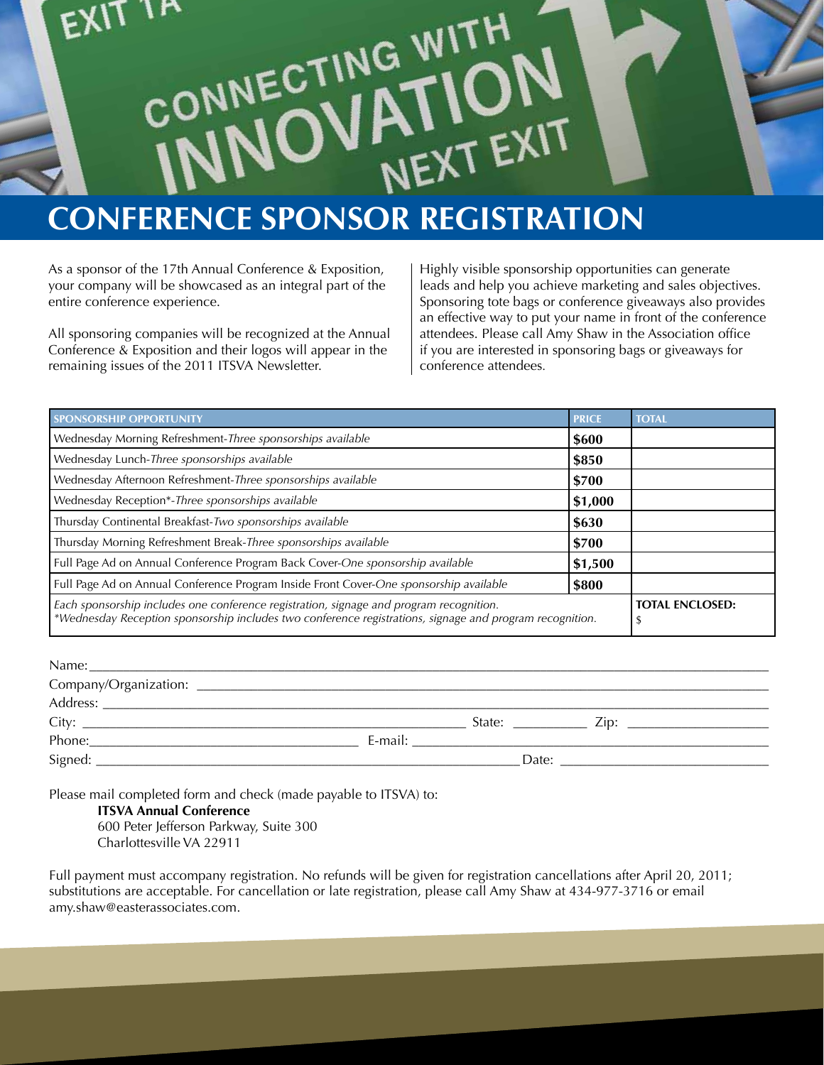# CONFERENCE SPONSOR REGISTRATION

As a sponsor of the 17th Annual Conference & Exposition, your company will be showcased as an integral part of the entire conference experience.

All sponsoring companies will be recognized at the Annual Conference & Exposition and their logos will appear in the remaining issues of the 2011 ITSVA Newsletter.

Highly visible sponsorship opportunities can generate leads and help you achieve marketing and sales objectives. Sponsoring tote bags or conference giveaways also provides an effective way to put your name in front of the conference attendees. Please call Amy Shaw in the Association office if you are interested in sponsoring bags or giveaways for conference attendees.

| SPONSORSHIP OPPORTUNITY | PRICE | TOTAL |
|---|---|---|
| Wednesday Morning Refreshment-*Three sponsorships available* | **$600** | |
| Wednesday Lunch-*Three sponsorships available* | **$850** | |
| Wednesday Afternoon Refreshment-*Three sponsorships available* | **$700** | |
| Wednesday Reception*-*Three sponsorships available* | **$1,000** | |
| Thursday Continental Breakfast-*Two sponsorships available* | **$630** | |
| Thursday Morning Refreshment Break-*Three sponsorships available* | **$700** | |
| Full Page Ad on Annual Conference Program Back Cover-*One sponsorship available* | **$1,500** | |
| Full Page Ad on Annual Conference Program Inside Front Cover-*One sponsorship available* | **$800** | |
| *Each sponsorship includes one conference registration, signage and program recognition.* *\*Wednesday Reception sponsorship includes two conference registrations, signage and program recognition.* | | **TOTAL ENCLOSED:** $ |

Name: ______________________________

Company/Organization: ______________________________

Address: ______________________________

City: ______________________________ State: __________ Zip: __________

Phone: ______________________________ E-mail: ______________________________

Signed: ______________________________ Date: ______________________________

Please mail completed form and check (made payable to ITSVA) to:

**ITSVA Annual Conference**
600 Peter Jefferson Parkway, Suite 300
Charlottesville VA 22911

Full payment must accompany registration. No refunds will be given for registration cancellations after April 20, 2011; substitutions are acceptable. For cancellation or late registration, please call Amy Shaw at 434-977-3716 or email amy.shaw@easterassociates.com.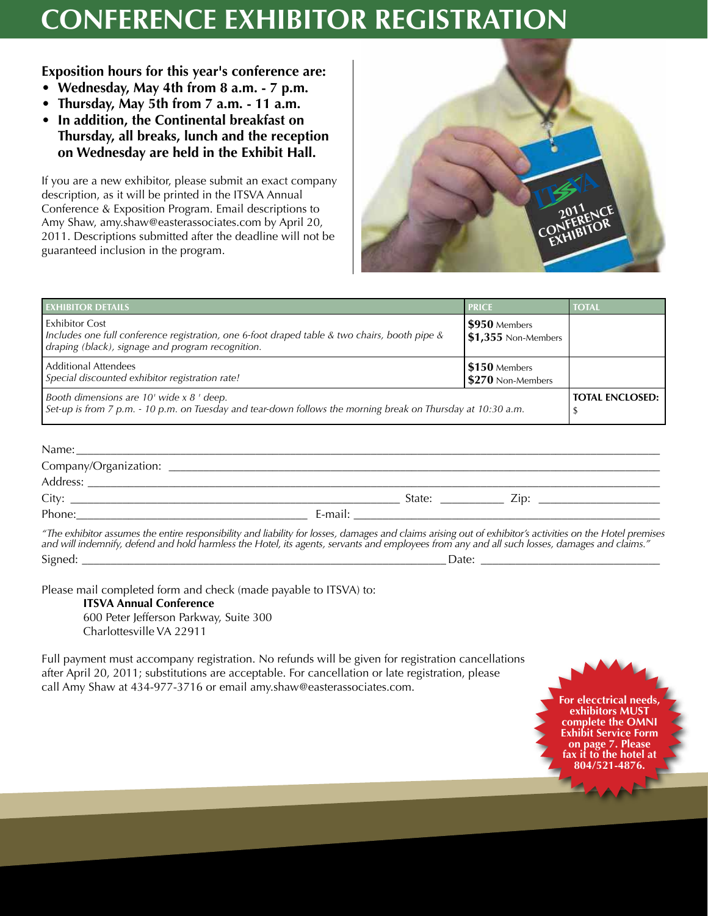# CONFERENCE EXHIBITOR REGISTRATION

**Exposition hours for this year's conference are:**

- **Wednesday, May 4th from 8 a.m. - 7 p.m.**
- **Thursday, May 5th from 7 a.m. - 11 a.m.**
- **In addition, the Continental breakfast on Thursday, all breaks, lunch and the reception on Wednesday are held in the Exhibit Hall.**

If you are a new exhibitor, please submit an exact company description, as it will be printed in the ITSVA Annual Conference & Exposition Program. Email descriptions to Amy Shaw, amy.shaw@easterassociates.com by April 20, 2011. Descriptions submitted after the deadline will not be guaranteed inclusion in the program.

| EXHIBITOR DETAILS | PRICE | TOTAL |
|---|---|---|
| Exhibitor Cost<br>*Includes one full conference registration, one 6-foot draped table & two chairs, booth pipe & draping (black), signage and program recognition.* | **$950** Members<br>**$1,355** Non-Members | |
| Additional Attendees<br>*Special discounted exhibitor registration rate!* | **$150** Members<br>**$270** Non-Members | |
| *Booth dimensions are 10' wide x 8 ' deep.*<br>*Set-up is from 7 p.m. - 10 p.m. on Tuesday and tear-down follows the morning break on Thursday at 10:30 a.m.* | | **TOTAL ENCLOSED:**<br>$ |

Name: ______________________________

Company/Organization: ______________________________

Address: ______________________________

City: ______________________ State: __________ Zip: __________

Phone: ______________________ E-mail: ______________________

*"The exhibitor assumes the entire responsibility and liability for losses, damages and claims arising out of exhibitor's activities on the Hotel premises and will indemnify, defend and hold harmless the Hotel, its agents, servants and employees from any and all such losses, damages and claims."*

Signed: ______________________________ Date: ______________

Please mail completed form and check (made payable to ITSVA) to:

**ITSVA Annual Conference**
600 Peter Jefferson Parkway, Suite 300
Charlottesville VA 22911

Full payment must accompany registration. No refunds will be given for registration cancellations after April 20, 2011; substitutions are acceptable. For cancellation or late registration, please call Amy Shaw at 434-977-3716 or email amy.shaw@easterassociates.com.

**For elecctrical needs, exhibitors MUST complete the OMNI Exhibit Service Form on page 7. Please fax it to the hotel at 804/521-4876.**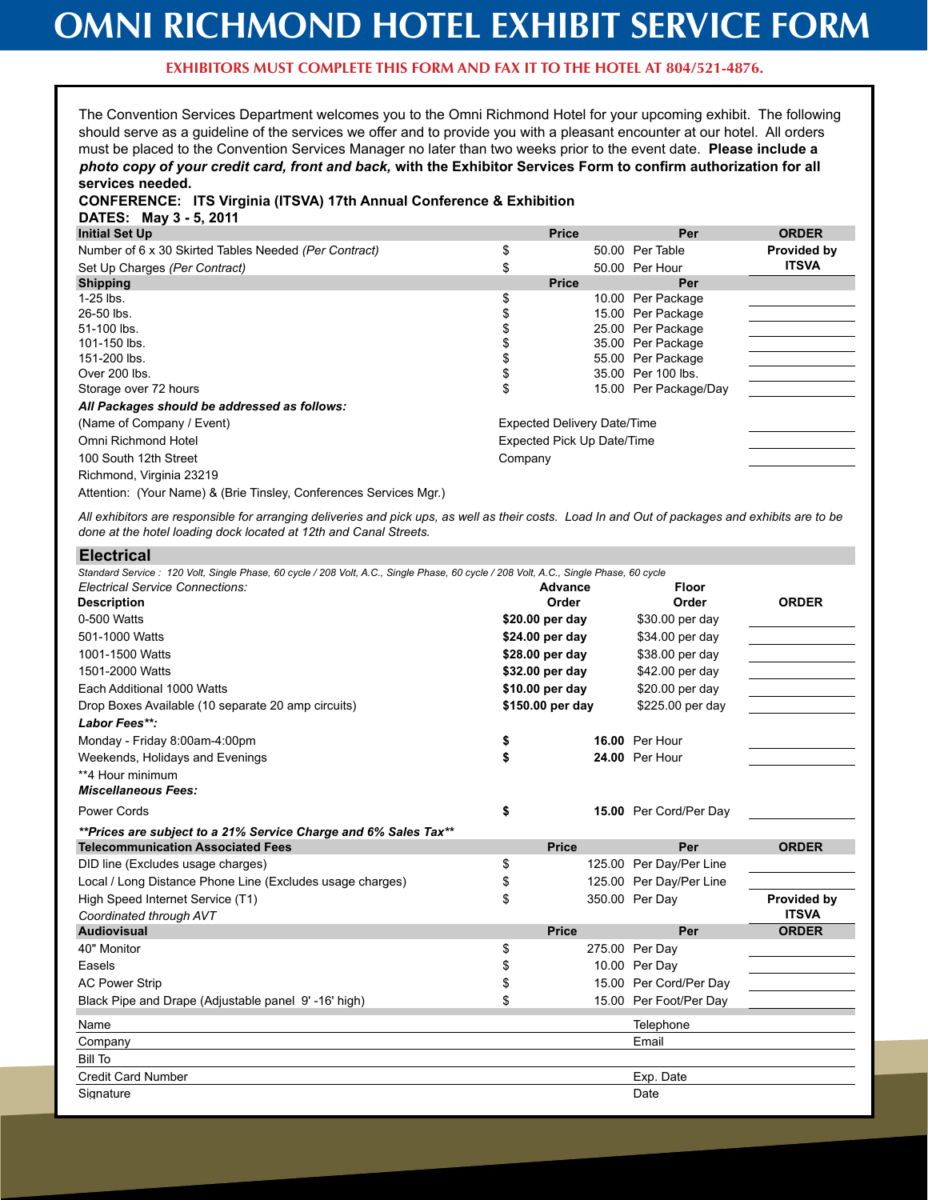# OMNI RICHMOND HOTEL EXHIBIT SERVICE FORM

**EXHIBITORS MUST COMPLETE THIS FORM AND FAX IT TO THE HOTEL AT 804/521-4876.**

The Convention Services Department welcomes you to the Omni Richmond Hotel for your upcoming exhibit. The following should serve as a guideline of the services we offer and to provide you with a pleasant encounter at our hotel. All orders must be placed to the Convention Services Manager no later than two weeks prior to the event date. **Please include a *photo copy of your credit card, front and back,* with the Exhibitor Services Form to confirm authorization for all services needed.**

**CONFERENCE: ITS Virginia (ITSVA) 17th Annual Conference & Exhibition**

**DATES: May 3 - 5, 2011**

| **Initial Set Up** | **Price** | **Per** | **ORDER** |
|---|---|---|---|
| Number of 6 x 30 Skirted Tables Needed *(Per Contract)* | $ 50.00 | Per Table | **Provided by ITSVA** |
| Set Up Charges *(Per Contract)* | $ 50.00 | Per Hour | |

| **Shipping** | **Price** | **Per** | |
|---|---|---|---|
| 1-25 lbs. | $ 10.00 | Per Package | |
| 26-50 lbs. | $ 15.00 | Per Package | |
| 51-100 lbs. | $ 25.00 | Per Package | |
| 101-150 lbs. | $ 35.00 | Per Package | |
| 151-200 lbs. | $ 55.00 | Per Package | |
| Over 200 lbs. | $ 35.00 | Per 100 lbs. | |
| Storage over 72 hours | $ 15.00 | Per Package/Day | |

***All Packages should be addressed as follows:***

(Name of Company / Event)
Omni Richmond Hotel
100 South 12th Street
Richmond, Virginia 23219
Attention: (Your Name) & (Brie Tinsley, Conferences Services Mgr.)

Expected Delivery Date/Time ____________
Expected Pick Up Date/Time ____________
Company ____________

*All exhibitors are responsible for arranging deliveries and pick ups, as well as their costs. Load In and Out of packages and exhibits are to be done at the hotel loading dock located at 12th and Canal Streets.*

## Electrical

*Standard Service : 120 Volt, Single Phase, 60 cycle / 208 Volt, A.C., Single Phase, 60 cycle / 208 Volt, A.C., Single Phase, 60 cycle*

| *Electrical Service Connections:* **Description** | **Advance Order** | **Floor Order** | **ORDER** |
|---|---|---|---|
| 0-500 Watts | **$20.00 per day** | $30.00 per day | |
| 501-1000 Watts | **$24.00 per day** | $34.00 per day | |
| 1001-1500 Watts | **$28.00 per day** | $38.00 per day | |
| 1501-2000 Watts | **$32.00 per day** | $42.00 per day | |
| Each Additional 1000 Watts | **$10.00 per day** | $20.00 per day | |
| Drop Boxes Available (10 separate 20 amp circuits) | **$150.00 per day** | $225.00 per day | |
| ***Labor Fees\*\*:*** | | | |
| Monday - Friday 8:00am-4:00pm | **$ 16.00** | Per Hour | |
| Weekends, Holidays and Evenings | **$ 24.00** | Per Hour | |
| \*\*4 Hour minimum | | | |
| ***Miscellaneous Fees:*** | | | |
| Power Cords | **$ 15.00** | Per Cord/Per Day | |

***\*\*Prices are subject to a 21% Service Charge and 6% Sales Tax\*\****

| **Telecommunication Associated Fees** | **Price** | **Per** | **ORDER** |
|---|---|---|---|
| DID line (Excludes usage charges) | $ 125.00 | Per Day/Per Line | |
| Local / Long Distance Phone Line (Excludes usage charges) | $ 125.00 | Per Day/Per Line | |
| High Speed Internet Service (T1) *Coordinated through AVT* | $ 350.00 | Per Day | **Provided by ITSVA** |

| **Audiovisual** | **Price** | **Per** | **ORDER** |
|---|---|---|---|
| 40" Monitor | $ 275.00 | Per Day | |
| Easels | $ 10.00 | Per Day | |
| AC Power Strip | $ 15.00 | Per Cord/Per Day | |
| Black Pipe and Drape (Adjustable panel 9' -16' high) | $ 15.00 | Per Foot/Per Day | |

| | |
|---|---|
| Name | Telephone |
| Company | Email |
| Bill To | |
| Credit Card Number | Exp. Date |
| Signature | Date |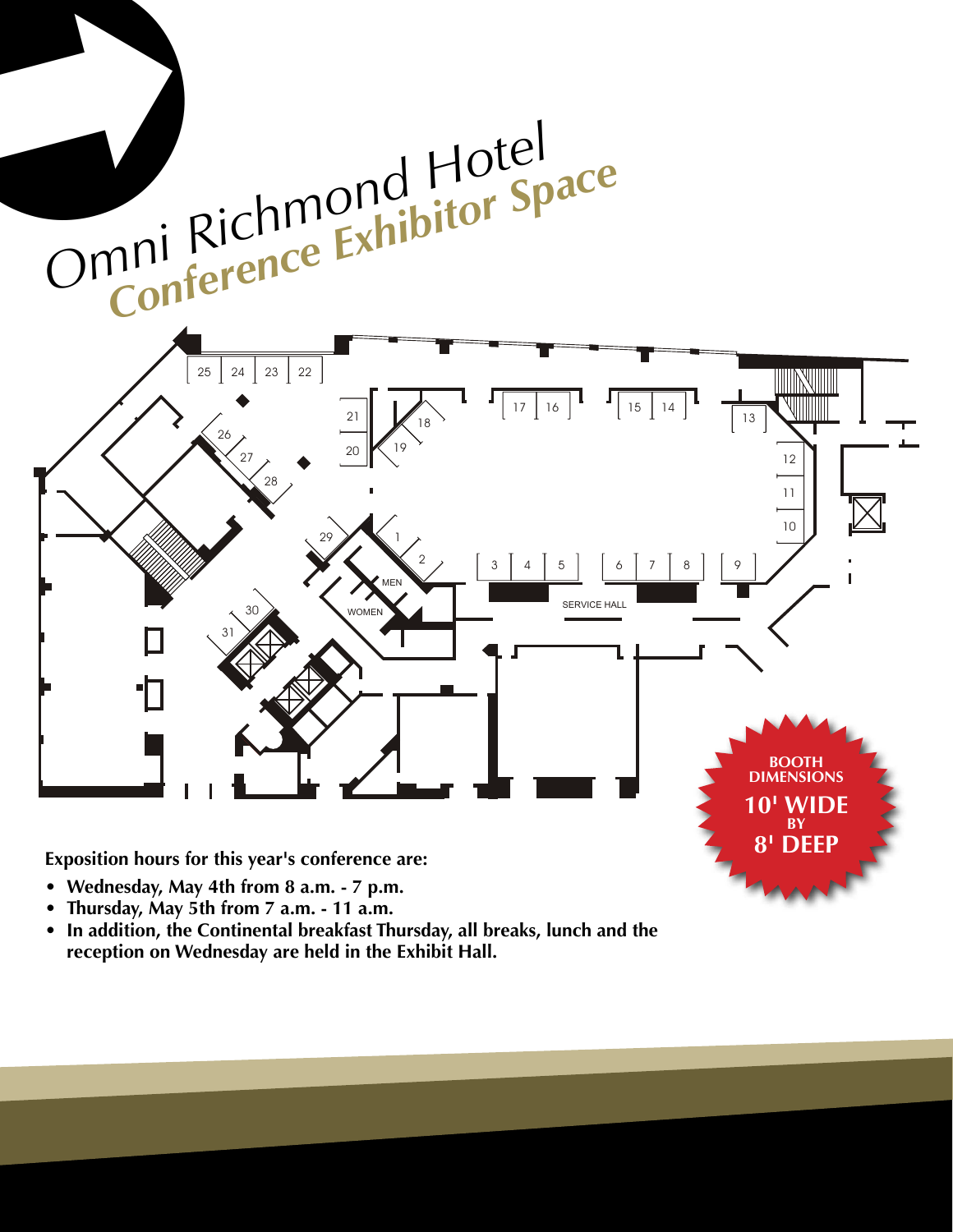# Omni Richmond Hotel

## *Conference Exhibitor Space*

**BOOTH DIMENSIONS**
**10' WIDE BY 8' DEEP**

**Exposition hours for this year's conference are:**

- **Wednesday, May 4th from 8 a.m. - 7 p.m.**
- **Thursday, May 5th from 7 a.m. - 11 a.m.**
- **In addition, the Continental breakfast Thursday, all breaks, lunch and the reception on Wednesday are held in the Exhibit Hall.**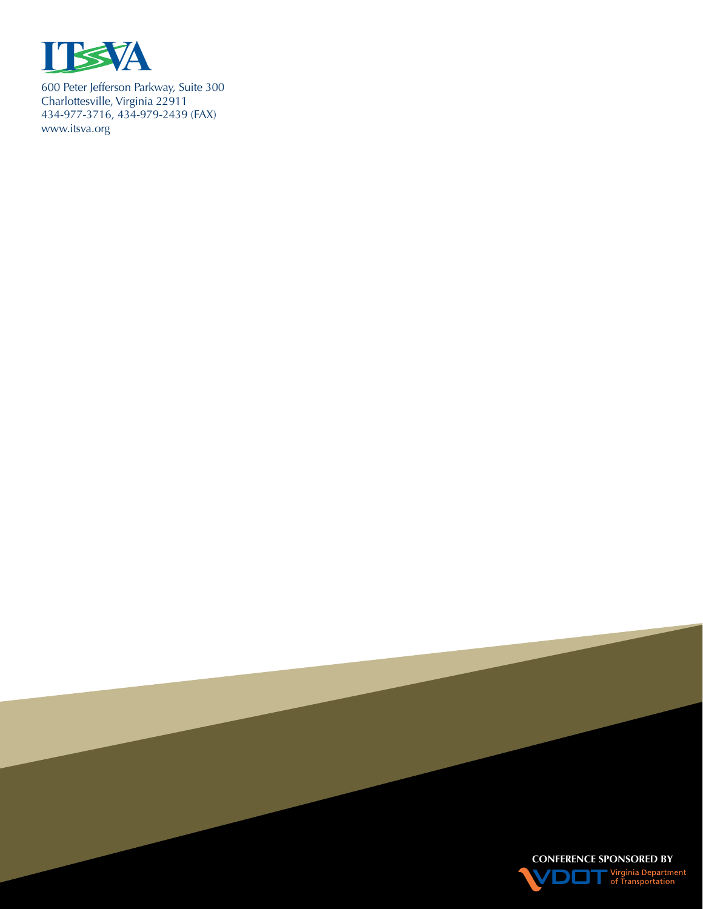ITSVA

600 Peter Jefferson Parkway, Suite 300
Charlottesville, Virginia 22911
434-977-3716, 434-979-2439 (FAX)
www.itsva.org

**CONFERENCE SPONSORED BY**

VDOT Virginia Department of Transportation